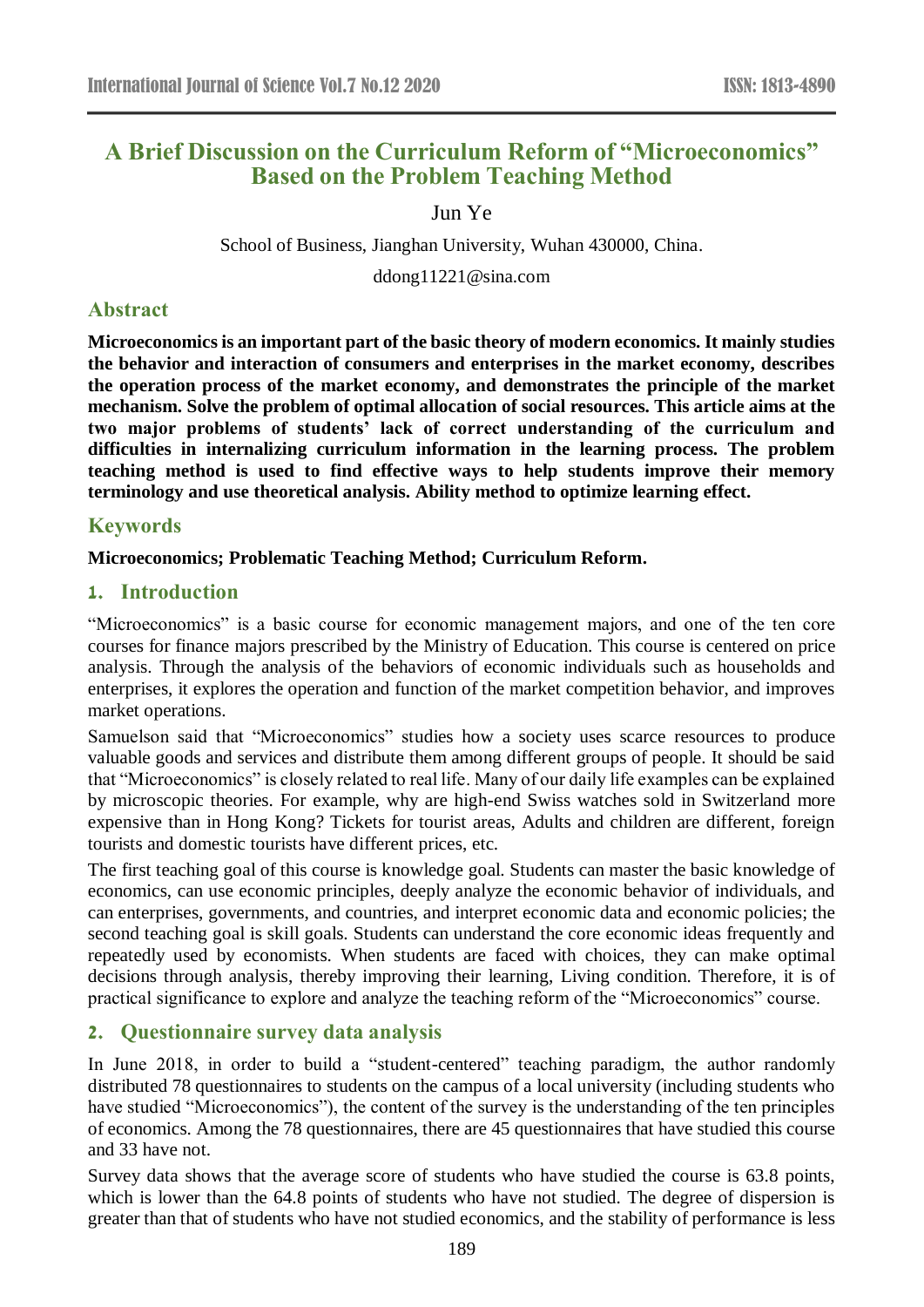# A Brief Discussion on the Curriculum Reform of "Microeconomics" Based on the Problem Teaching Method

Jun Ye

School of Business, Jianghan University, Wuhan 430000, China.

ddong11221@sina.com

## Abstract

**Microeconomics is an important part of the basic theory of modern economics. It mainly studies the behavior and interaction of consumers and enterprises in the market economy, describes the operation process of the market economy, and demonstrates the principle of the market mechanism. Solve the problem of optimal allocation of social resources. This article aims at the two major problems of students' lack of correct understanding of the curriculum and difficulties in internalizing curriculum information in the learning process. The problem teaching method is used to find effective ways to help students improve their memory terminology and use theoretical analysis. Ability method to optimize learning effect.**

## Keywords

**Microeconomics; Problematic Teaching Method; Curriculum Reform.**

## 1. Introduction

"Microeconomics" is a basic course for economic management majors, and one of the ten core courses for finance majors prescribed by the Ministry of Education. This course is centered on price analysis. Through the analysis of the behaviors of economic individuals such as households and enterprises, it explores the operation and function of the market competition behavior, and improves market operations.

Samuelson said that "Microeconomics" studies how a society uses scarce resources to produce valuable goods and services and distribute them among different groups of people. It should be said that "Microeconomics" is closely related to real life. Many of our daily life examples can be explained by microscopic theories. For example, why are high-end Swiss watches sold in Switzerland more expensive than in Hong Kong? Tickets for tourist areas, Adults and children are different, foreign tourists and domestic tourists have different prices, etc.

The first teaching goal of this course is knowledge goal. Students can master the basic knowledge of economics, can use economic principles, deeply analyze the economic behavior of individuals, and can enterprises, governments, and countries, and interpret economic data and economic policies; the second teaching goal is skill goals. Students can understand the core economic ideas frequently and repeatedly used by economists. When students are faced with choices, they can make optimal decisions through analysis, thereby improving their learning, Living condition. Therefore, it is of practical significance to explore and analyze the teaching reform of the "Microeconomics" course.

## 2. Questionnaire survey data analysis

In June 2018, in order to build a "student-centered" teaching paradigm, the author randomly distributed 78 questionnaires to students on the campus of a local university (including students who have studied "Microeconomics"), the content of the survey is the understanding of the ten principles of economics. Among the 78 questionnaires, there are 45 questionnaires that have studied this course and 33 have not.

Survey data shows that the average score of students who have studied the course is 63.8 points, which is lower than the 64.8 points of students who have not studied. The degree of dispersion is greater than that of students who have not studied economics, and the stability of performance is less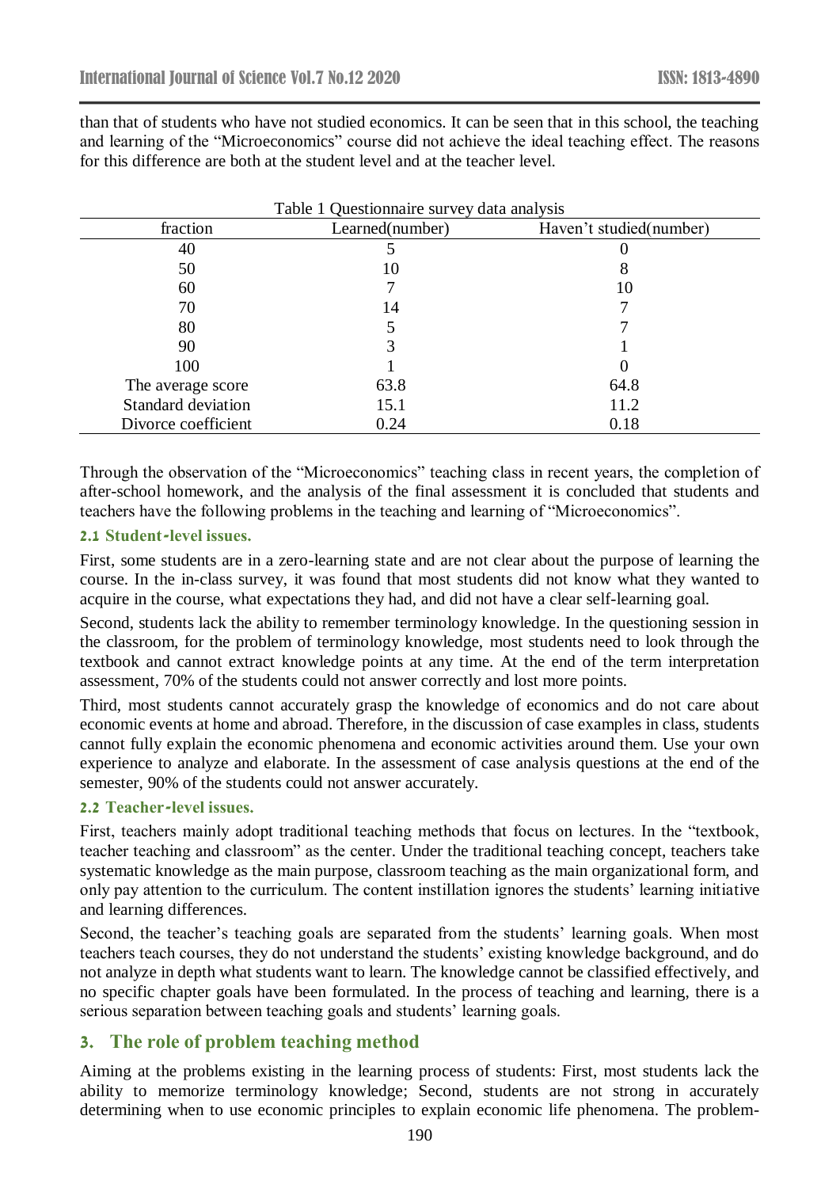than that of students who have not studied economics. It can be seen that in this school, the teaching and learning of the "Microeconomics" course did not achieve the ideal teaching effect. The reasons for this difference are both at the student level and at the teacher level.

Table 1 Questionnaire survey data analysis

| fraction | Learned(number) | Haven't studied(number) |
|---|---|---|
| 40 | 5 | 0 |
| 50 | 10 | 8 |
| 60 | 7 | 10 |
| 70 | 14 | 7 |
| 80 | 5 | 7 |
| 90 | 3 | 1 |
| 100 | 1 | 0 |
| The average score | 63.8 | 64.8 |
| Standard deviation | 15.1 | 11.2 |
| Divorce coefficient | 0.24 | 0.18 |

Through the observation of the "Microeconomics" teaching class in recent years, the completion of after-school homework, and the analysis of the final assessment it is concluded that students and teachers have the following problems in the teaching and learning of "Microeconomics".

### 2.1 Student-level issues.

First, some students are in a zero-learning state and are not clear about the purpose of learning the course. In the in-class survey, it was found that most students did not know what they wanted to acquire in the course, what expectations they had, and did not have a clear self-learning goal.

Second, students lack the ability to remember terminology knowledge. In the questioning session in the classroom, for the problem of terminology knowledge, most students need to look through the textbook and cannot extract knowledge points at any time. At the end of the term interpretation assessment, 70% of the students could not answer correctly and lost more points.

Third, most students cannot accurately grasp the knowledge of economics and do not care about economic events at home and abroad. Therefore, in the discussion of case examples in class, students cannot fully explain the economic phenomena and economic activities around them. Use your own experience to analyze and elaborate. In the assessment of case analysis questions at the end of the semester, 90% of the students could not answer accurately.

### 2.2 Teacher-level issues.

First, teachers mainly adopt traditional teaching methods that focus on lectures. In the "textbook, teacher teaching and classroom" as the center. Under the traditional teaching concept, teachers take systematic knowledge as the main purpose, classroom teaching as the main organizational form, and only pay attention to the curriculum. The content instillation ignores the students' learning initiative and learning differences.

Second, the teacher's teaching goals are separated from the students' learning goals. When most teachers teach courses, they do not understand the students' existing knowledge background, and do not analyze in depth what students want to learn. The knowledge cannot be classified effectively, and no specific chapter goals have been formulated. In the process of teaching and learning, there is a serious separation between teaching goals and students' learning goals.

## 3. The role of problem teaching method

Aiming at the problems existing in the learning process of students: First, most students lack the ability to memorize terminology knowledge; Second, students are not strong in accurately determining when to use economic principles to explain economic life phenomena. The problem-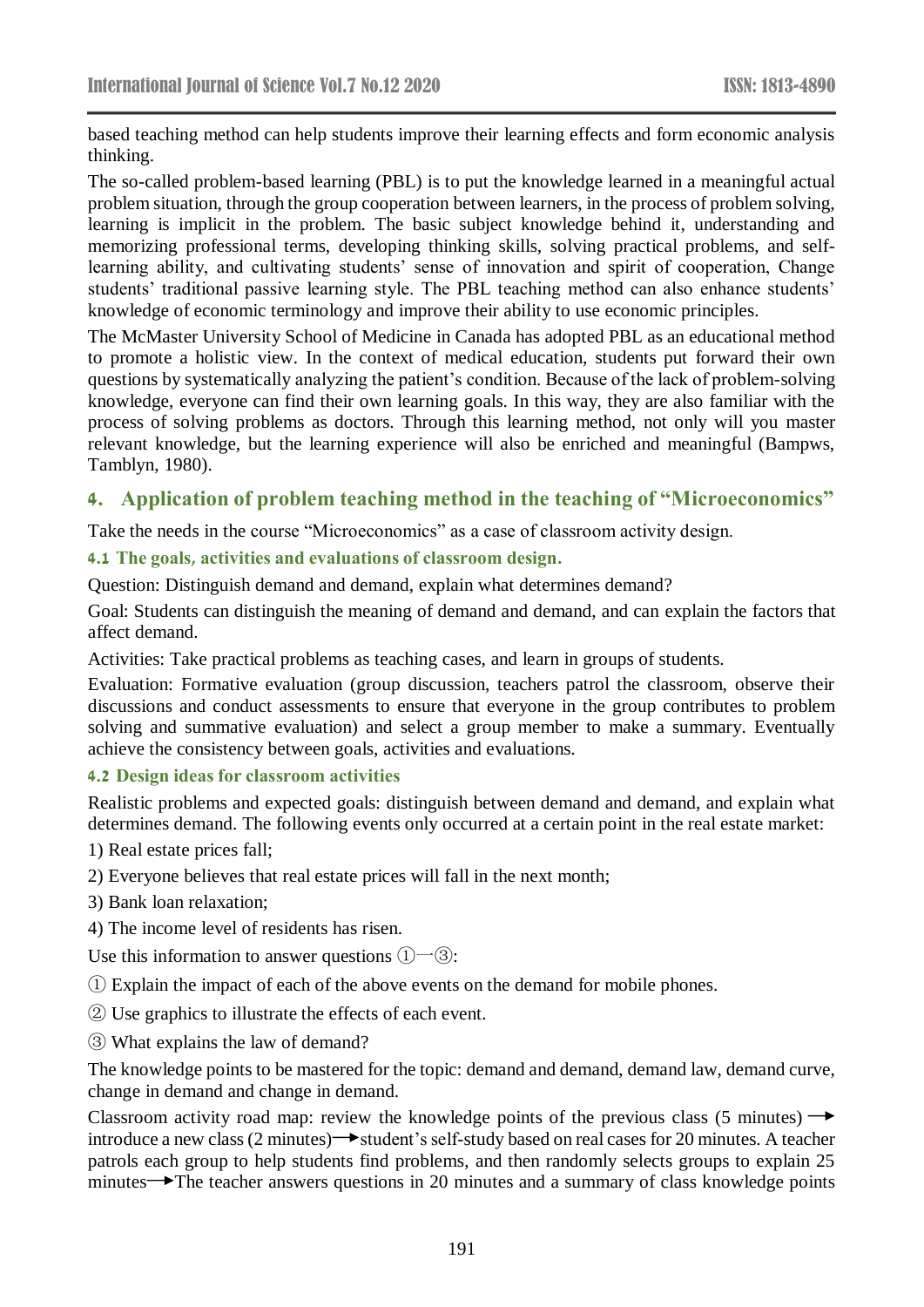based teaching method can help students improve their learning effects and form economic analysis thinking.

The so-called problem-based learning (PBL) is to put the knowledge learned in a meaningful actual problem situation, through the group cooperation between learners, in the process of problem solving, learning is implicit in the problem. The basic subject knowledge behind it, understanding and memorizing professional terms, developing thinking skills, solving practical problems, and self-learning ability, and cultivating students' sense of innovation and spirit of cooperation, Change students' traditional passive learning style. The PBL teaching method can also enhance students' knowledge of economic terminology and improve their ability to use economic principles.

The McMaster University School of Medicine in Canada has adopted PBL as an educational method to promote a holistic view. In the context of medical education, students put forward their own questions by systematically analyzing the patient's condition. Because of the lack of problem-solving knowledge, everyone can find their own learning goals. In this way, they are also familiar with the process of solving problems as doctors. Through this learning method, not only will you master relevant knowledge, but the learning experience will also be enriched and meaningful (Bampws, Tamblyn, 1980).

## 4. Application of problem teaching method in the teaching of "Microeconomics"

Take the needs in the course "Microeconomics" as a case of classroom activity design.

### 4.1 The goals, activities and evaluations of classroom design.

Question: Distinguish demand and demand, explain what determines demand?

Goal: Students can distinguish the meaning of demand and demand, and can explain the factors that affect demand.

Activities: Take practical problems as teaching cases, and learn in groups of students.

Evaluation: Formative evaluation (group discussion, teachers patrol the classroom, observe their discussions and conduct assessments to ensure that everyone in the group contributes to problem solving and summative evaluation) and select a group member to make a summary. Eventually achieve the consistency between goals, activities and evaluations.

### 4.2 Design ideas for classroom activities

Realistic problems and expected goals: distinguish between demand and demand, and explain what determines demand. The following events only occurred at a certain point in the real estate market:

1) Real estate prices fall;

2) Everyone believes that real estate prices will fall in the next month;

3) Bank loan relaxation;

4) The income level of residents has risen.

Use this information to answer questions ①—③:

① Explain the impact of each of the above events on the demand for mobile phones.

② Use graphics to illustrate the effects of each event.

③ What explains the law of demand?

The knowledge points to be mastered for the topic: demand and demand, demand law, demand curve, change in demand and change in demand.

Classroom activity road map: review the knowledge points of the previous class (5 minutes) → introduce a new class (2 minutes) → student's self-study based on real cases for 20 minutes. A teacher patrols each group to help students find problems, and then randomly selects groups to explain 25 minutes → The teacher answers questions in 20 minutes and a summary of class knowledge points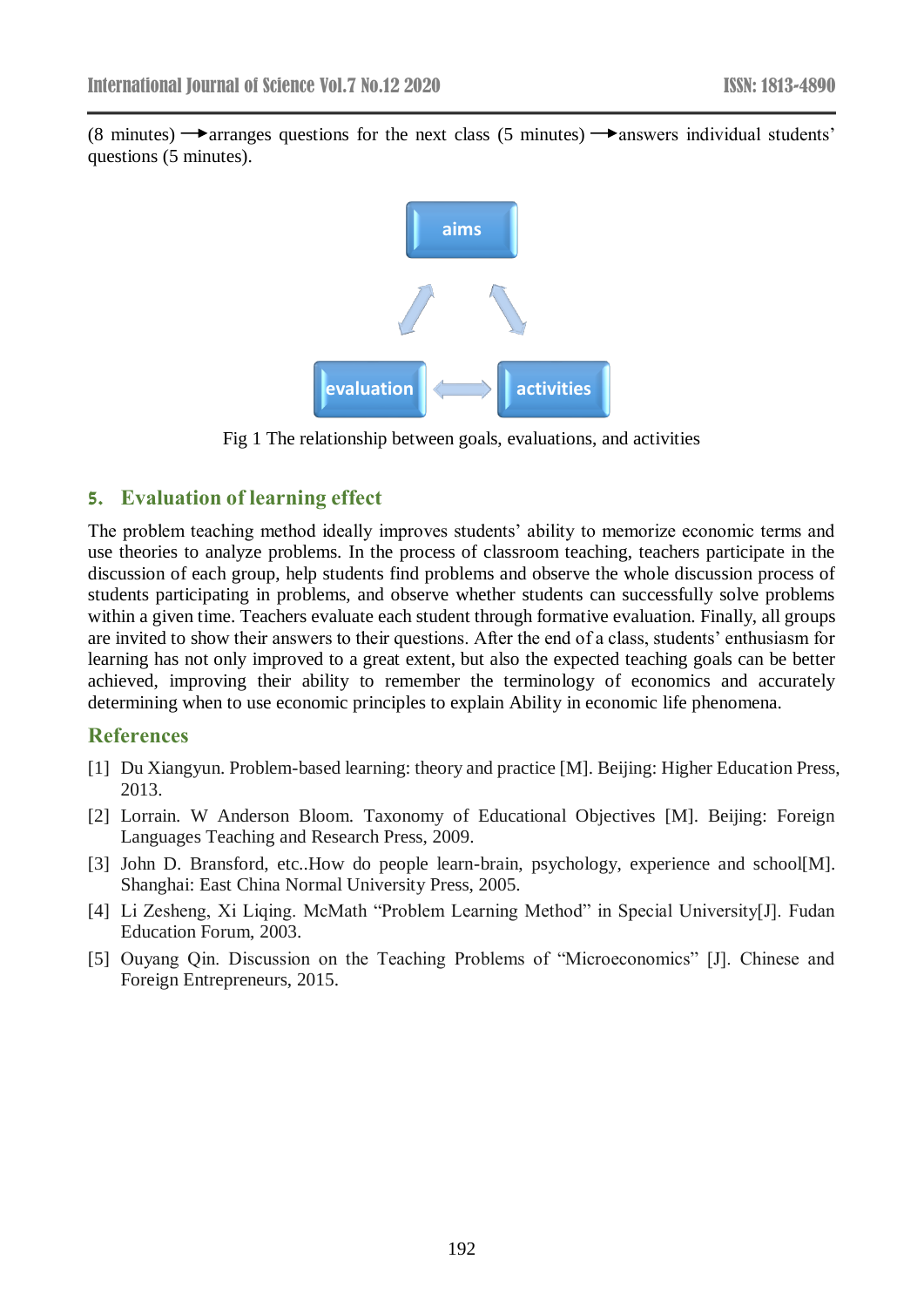(8 minutes) ⟶arranges questions for the next class (5 minutes) ⟶answers individual students' questions (5 minutes).

aims

evaluation

activities

Fig 1 The relationship between goals, evaluations, and activities

## 5. Evaluation of learning effect

The problem teaching method ideally improves students' ability to memorize economic terms and use theories to analyze problems. In the process of classroom teaching, teachers participate in the discussion of each group, help students find problems and observe the whole discussion process of students participating in problems, and observe whether students can successfully solve problems within a given time. Teachers evaluate each student through formative evaluation. Finally, all groups are invited to show their answers to their questions. After the end of a class, students' enthusiasm for learning has not only improved to a great extent, but also the expected teaching goals can be better achieved, improving their ability to remember the terminology of economics and accurately determining when to use economic principles to explain Ability in economic life phenomena.

## References

[1] Du Xiangyun. Problem-based learning: theory and practice [M]. Beijing: Higher Education Press, 2013.

[2] Lorrain. W Anderson Bloom. Taxonomy of Educational Objectives [M]. Beijing: Foreign Languages Teaching and Research Press, 2009.

[3] John D. Bransford, etc..How do people learn-brain, psychology, experience and school[M]. Shanghai: East China Normal University Press, 2005.

[4] Li Zesheng, Xi Liqing. McMath "Problem Learning Method" in Special University[J]. Fudan Education Forum, 2003.

[5] Ouyang Qin. Discussion on the Teaching Problems of "Microeconomics" [J]. Chinese and Foreign Entrepreneurs, 2015.